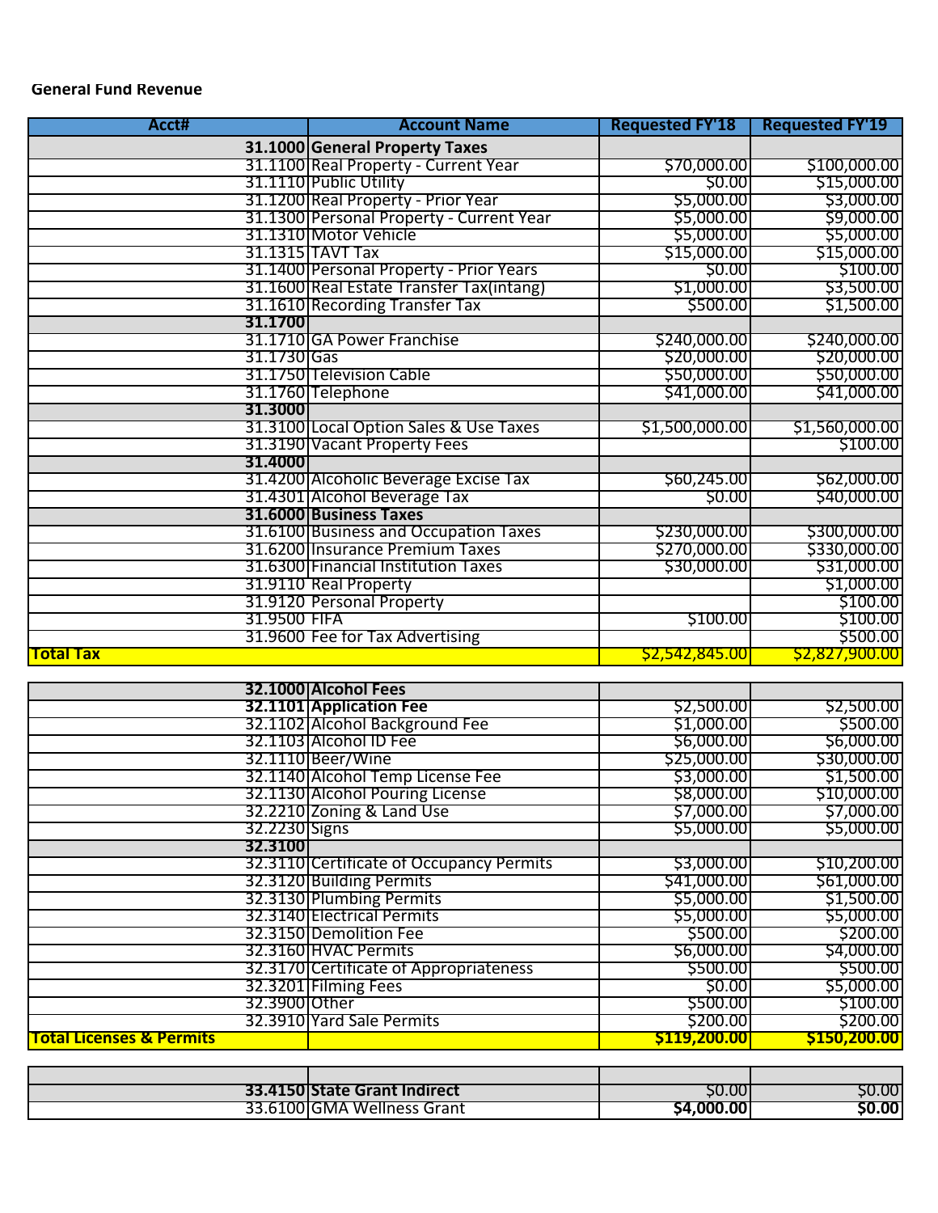**General Fund Revenue**

| Acct# | | Account Name | Requested FY'18 | Requested FY'19 |
|---|---|---|---|---|
| | 31.1000 | **General Property Taxes** | | |
| | 31.1100 | Real Property - Current Year | $70,000.00 | $100,000.00 |
| | 31.1110 | Public Utility | $0.00 | $15,000.00 |
| | 31.1200 | Real Property - Prior Year | $5,000.00 | $3,000.00 |
| | 31.1300 | Personal Property - Current Year | $5,000.00 | $9,000.00 |
| | 31.1310 | Motor Vehicle | $5,000.00 | $5,000.00 |
| | 31.1315 | TAVT Tax | $15,000.00 | $15,000.00 |
| | 31.1400 | Personal Property - Prior Years | $0.00 | $100.00 |
| | 31.1600 | Real Estate Transfer Tax(intang) | $1,000.00 | $3,500.00 |
| | 31.1610 | Recording Transfer Tax | $500.00 | $1,500.00 |
| | 31.1700 | | | |
| | 31.1710 | GA Power Franchise | $240,000.00 | $240,000.00 |
| | 31.1730 | Gas | $20,000.00 | $20,000.00 |
| | 31.1750 | Television Cable | $50,000.00 | $50,000.00 |
| | 31.1760 | Telephone | $41,000.00 | $41,000.00 |
| | 31.3000 | | | |
| | 31.3100 | Local Option Sales & Use Taxes | $1,500,000.00 | $1,560,000.00 |
| | 31.3190 | Vacant Property Fees | | $100.00 |
| | 31.4000 | | | |
| | 31.4200 | Alcoholic Beverage Excise Tax | $60,245.00 | $62,000.00 |
| | 31.4301 | Alcohol Beverage Tax | $0.00 | $40,000.00 |
| | 31.6000 | **Business Taxes** | | |
| | 31.6100 | Business and Occupation Taxes | $230,000.00 | $300,000.00 |
| | 31.6200 | Insurance Premium Taxes | $270,000.00 | $330,000.00 |
| | 31.6300 | Financial Institution Taxes | $30,000.00 | $31,000.00 |
| | 31.9110 | Real Property | | $1,000.00 |
| | 31.9120 | Personal Property | | $100.00 |
| | 31.9500 | FIFA | $100.00 | $100.00 |
| | 31.9600 | Fee for Tax Advertising | | $500.00 |
| **Total Tax** | | | $2,542,845.00 | $2,827,900.00 |

| Acct# | | Account Name | Requested FY'18 | Requested FY'19 |
|---|---|---|---|---|
| | 32.1000 | **Alcohol Fees** | | |
| | 32.1101 | **Application Fee** | $2,500.00 | $2,500.00 |
| | 32.1102 | Alcohol Background Fee | $1,000.00 | $500.00 |
| | 32.1103 | Alcohol ID Fee | $6,000.00 | $6,000.00 |
| | 32.1110 | Beer/Wine | $25,000.00 | $30,000.00 |
| | 32.1140 | Alcohol Temp License Fee | $3,000.00 | $1,500.00 |
| | 32.1130 | Alcohol Pouring License | $8,000.00 | $10,000.00 |
| | 32.2210 | Zoning & Land Use | $7,000.00 | $7,000.00 |
| | 32.2230 | Signs | $5,000.00 | $5,000.00 |
| | 32.3100 | | | |
| | 32.3110 | Certificate of Occupancy Permits | $3,000.00 | $10,200.00 |
| | 32.3120 | Building Permits | $41,000.00 | $61,000.00 |
| | 32.3130 | Plumbing Permits | $5,000.00 | $1,500.00 |
| | 32.3140 | Electrical Permits | $5,000.00 | $5,000.00 |
| | 32.3150 | Demolition Fee | $500.00 | $200.00 |
| | 32.3160 | HVAC Permits | $6,000.00 | $4,000.00 |
| | 32.3170 | Certificate of Appropriateness | $500.00 | $500.00 |
| | 32.3201 | Filming Fees | $0.00 | $5,000.00 |
| | 32.3900 | Other | $500.00 | $100.00 |
| | 32.3910 | Yard Sale Permits | $200.00 | $200.00 |
| **Total Licenses & Permits** | | | **$119,200.00** | **$150,200.00** |

| Acct# | | Account Name | Requested FY'18 | Requested FY'19 |
|---|---|---|---|---|
| | | | | |
| | 33.4150 | **State Grant Indirect** | $0.00 | $0.00 |
| | 33.6100 | GMA Wellness Grant | **$4,000.00** | **$0.00** |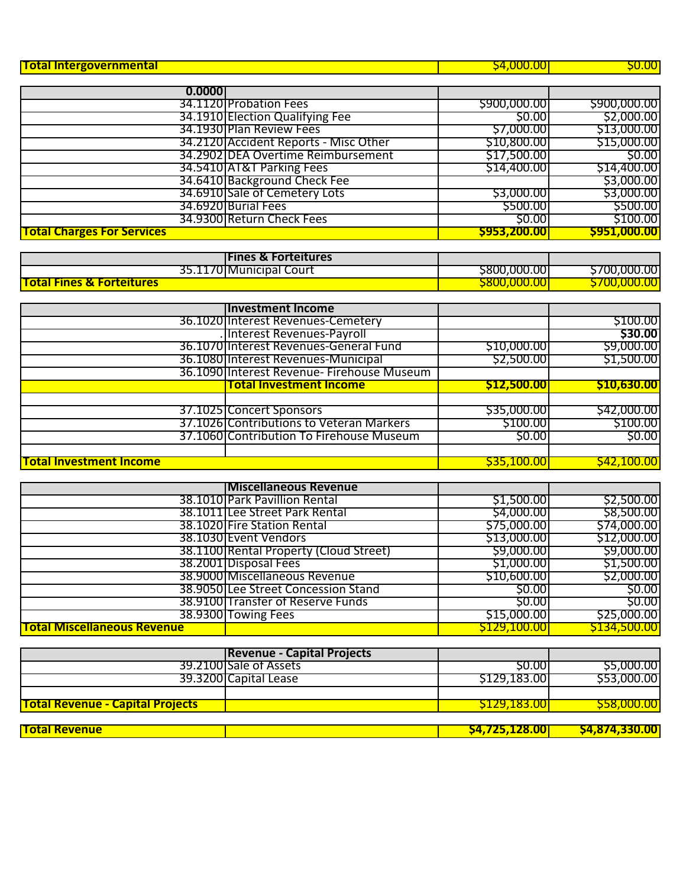| | | | |
|---|---|---|---|
| **Total Intergovernmental** | | $4,000.00 | $0.00 |
| **0.0000** | | | |
| 34.1120 | Probation Fees | $900,000.00 | $900,000.00 |
| 34.1910 | Election Qualifying Fee | $0.00 | $2,000.00 |
| 34.1930 | Plan Review Fees | $7,000.00 | $13,000.00 |
| 34.2120 | Accident Reports - Misc Other | $10,800.00 | $15,000.00 |
| 34.2902 | DEA Overtime Reimbursement | $17,500.00 | $0.00 |
| 34.5410 | AT&T Parking Fees | $14,400.00 | $14,400.00 |
| 34.6410 | Background Check Fee | | $3,000.00 |
| 34.6910 | Sale of Cemetery Lots | $3,000.00 | $3,000.00 |
| 34.6920 | Burial Fees | $500.00 | $500.00 |
| 34.9300 | Return Check Fees | $0.00 | $100.00 |
| **Total Charges For Services** | | **$953,200.00** | **$951,000.00** |
| | **Fines & Forfeitures** | | |
| 35.1170 | Municipal Court | $800,000.00 | $700,000.00 |
| **Total Fines & Forfeitures** | | $800,000.00 | $700,000.00 |
| | **Investment Income** | | |
| 36.1020 | Interest Revenues-Cemetery | | $100.00 |
| . | Interest Revenues-Payroll | | **$30.00** |
| 36.1070 | Interest Revenues-General Fund | $10,000.00 | $9,000.00 |
| 36.1080 | Interest Revenues-Municipal | $2,500.00 | $1,500.00 |
| 36.1090 | Interest Revenue- Firehouse Museum | | |
| | **Total Investment Income** | **$12,500.00** | **$10,630.00** |
| | | | |
| 37.1025 | Concert Sponsors | $35,000.00 | $42,000.00 |
| 37.1026 | Contributions to Veteran Markers | $100.00 | $100.00 |
| 37.1060 | Contribution To Firehouse Museum | $0.00 | $0.00 |
| | | | |
| **Total Investment Income** | | $35,100.00 | $42,100.00 |
| | **Miscellaneous Revenue** | | |
| 38.1010 | Park Pavillion Rental | $1,500.00 | $2,500.00 |
| 38.1011 | Lee Street Park Rental | $4,000.00 | $8,500.00 |
| 38.1020 | Fire Station Rental | $75,000.00 | $74,000.00 |
| 38.1030 | Event Vendors | $13,000.00 | $12,000.00 |
| 38.1100 | Rental Property (Cloud Street) | $9,000.00 | $9,000.00 |
| 38.2001 | Disposal Fees | $1,000.00 | $1,500.00 |
| 38.9000 | Miscellaneous Revenue | $10,600.00 | $2,000.00 |
| 38.9050 | Lee Street Concession Stand | $0.00 | $0.00 |
| 38.9100 | Transfer of Reserve Funds | $0.00 | $0.00 |
| 38.9300 | Towing Fees | $15,000.00 | $25,000.00 |
| **Total Miscellaneous Revenue** | | $129,100.00 | $134,500.00 |
| | **Revenue - Capital Projects** | | |
| 39.2100 | Sale of Assets | $0.00 | $5,000.00 |
| 39.3200 | Capital Lease | $129,183.00 | $53,000.00 |
| | | | |
| **Total Revenue - Capital Projects** | | $129,183.00 | $58,000.00 |
| **Total Revenue** | | **$4,725,128.00** | **$4,874,330.00** |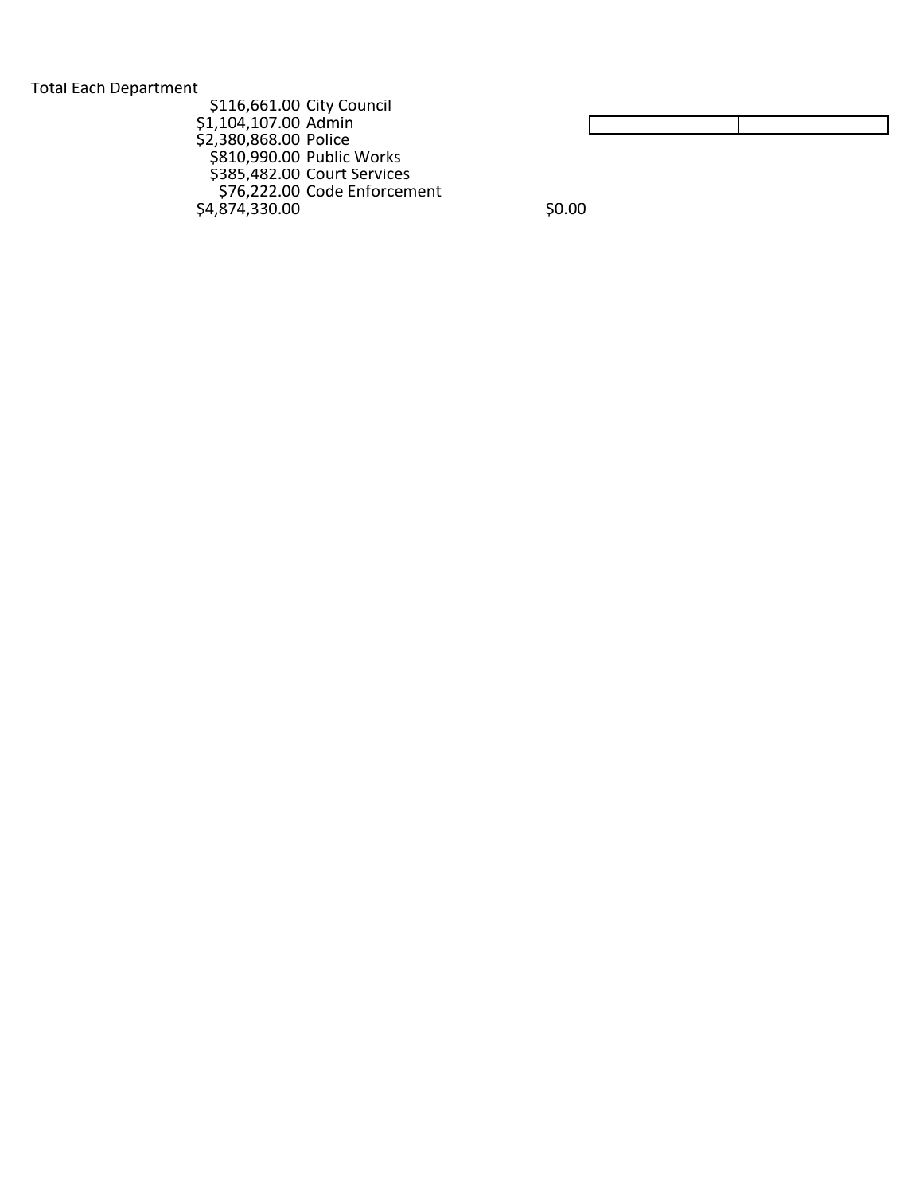Total Each Department

| Amount | Department |
|---|---|
| $116,661.00 | City Council |
| $1,104,107.00 | Admin |
| $2,380,868.00 | Police |
| $810,990.00 | Public Works |
| $385,482.00 | Court Services |
| $76,222.00 | Code Enforcement |
| $4,874,330.00 | |

$0.00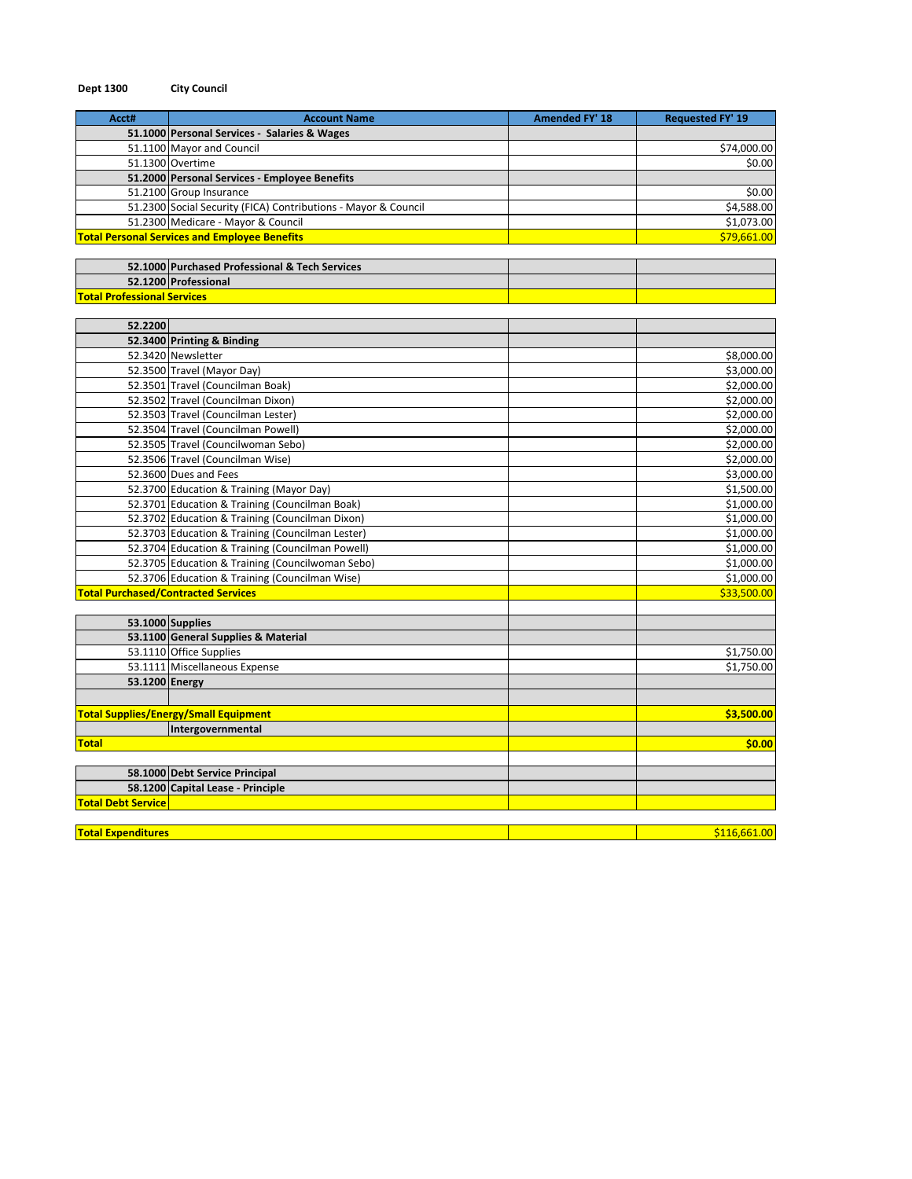**Dept 1300** **City Council**

| Acct# | Account Name | Amended FY' 18 | Requested FY' 19 |
|---|---|---|---|
| **51.1000** | **Personal Services - Salaries & Wages** | | |
| 51.1100 | Mayor and Council | | $74,000.00 |
| 51.1300 | Overtime | | $0.00 |
| **51.2000** | **Personal Services - Employee Benefits** | | |
| 51.2100 | Group Insurance | | $0.00 |
| 51.2300 | Social Security (FICA) Contributions - Mayor & Council | | $4,588.00 |
| 51.2300 | Medicare - Mayor & Council | | $1,073.00 |
| **Total Personal Services and Employee Benefits** | | | $79,661.00 |
| | | | |
| **52.1000** | **Purchased Professional & Tech Services** | | |
| **52.1200** | **Professional** | | |
| **Total Professional Services** | | | |
| | | | |
| **52.2200** | | | |
| **52.3400** | **Printing & Binding** | | |
| 52.3420 | Newsletter | | $8,000.00 |
| 52.3500 | Travel (Mayor Day) | | $3,000.00 |
| 52.3501 | Travel (Councilman Boak) | | $2,000.00 |
| 52.3502 | Travel (Councilman Dixon) | | $2,000.00 |
| 52.3503 | Travel (Councilman Lester) | | $2,000.00 |
| 52.3504 | Travel (Councilman Powell) | | $2,000.00 |
| 52.3505 | Travel (Councilwoman Sebo) | | $2,000.00 |
| 52.3506 | Travel (Councilman Wise) | | $2,000.00 |
| 52.3600 | Dues and Fees | | $3,000.00 |
| 52.3700 | Education & Training (Mayor Day) | | $1,500.00 |
| 52.3701 | Education & Training (Councilman Boak) | | $1,000.00 |
| 52.3702 | Education & Training (Councilman Dixon) | | $1,000.00 |
| 52.3703 | Education & Training (Councilman Lester) | | $1,000.00 |
| 52.3704 | Education & Training (Councilman Powell) | | $1,000.00 |
| 52.3705 | Education & Training (Councilwoman Sebo) | | $1,000.00 |
| 52.3706 | Education & Training (Councilman Wise) | | $1,000.00 |
| **Total Purchased/Contracted Services** | | | $33,500.00 |
| | | | |
| **53.1000** | **Supplies** | | |
| **53.1100** | **General Supplies & Material** | | |
| 53.1110 | Office Supplies | | $1,750.00 |
| 53.1111 | Miscellaneous Expense | | $1,750.00 |
| **53.1200** | **Energy** | | |
| | | | |
| **Total Supplies/Energy/Small Equipment** | | | **$3,500.00** |
| | **Intergovernmental** | | |
| **Total** | | | **$0.00** |
| | | | |
| **58.1000** | **Debt Service Principal** | | |
| **58.1200** | **Capital Lease - Principle** | | |
| **Total Debt Service** | | | |
| | | | |
| **Total Expenditures** | | | $116,661.00 |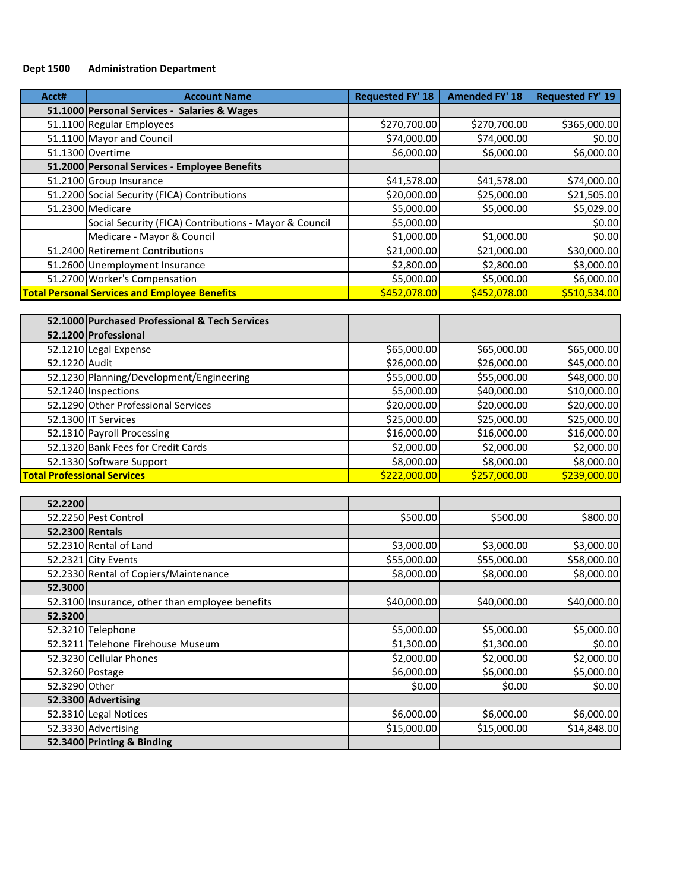**Dept 1500 Administration Department**

| Acct# | Account Name | Requested FY' 18 | Amended FY' 18 | Requested FY' 19 |
|---|---|---|---|---|
| **51.1000** | **Personal Services - Salaries & Wages** | | | |
| 51.1100 | Regular Employees | $270,700.00 | $270,700.00 | $365,000.00 |
| 51.1100 | Mayor and Council | $74,000.00 | $74,000.00 | $0.00 |
| 51.1300 | Overtime | $6,000.00 | $6,000.00 | $6,000.00 |
| **51.2000** | **Personal Services - Employee Benefits** | | | |
| 51.2100 | Group Insurance | $41,578.00 | $41,578.00 | $74,000.00 |
| 51.2200 | Social Security (FICA) Contributions | $20,000.00 | $25,000.00 | $21,505.00 |
| 51.2300 | Medicare | $5,000.00 | $5,000.00 | $5,029.00 |
| | Social Security (FICA) Contributions - Mayor & Council | $5,000.00 | | $0.00 |
| | Medicare - Mayor & Council | $1,000.00 | $1,000.00 | $0.00 |
| 51.2400 | Retirement Contributions | $21,000.00 | $21,000.00 | $30,000.00 |
| 51.2600 | Unemployment Insurance | $2,800.00 | $2,800.00 | $3,000.00 |
| 51.2700 | Worker's Compensation | $5,000.00 | $5,000.00 | $6,000.00 |
| **Total Personal Services and Employee Benefits** | | **$452,078.00** | **$452,078.00** | **$510,534.00** |

| Acct# | Account Name | Requested FY' 18 | Amended FY' 18 | Requested FY' 19 |
|---|---|---|---|---|
| **52.1000** | **Purchased Professional & Tech Services** | | | |
| **52.1200** | **Professional** | | | |
| 52.1210 | Legal Expense | $65,000.00 | $65,000.00 | $65,000.00 |
| 52.1220 | Audit | $26,000.00 | $26,000.00 | $45,000.00 |
| 52.1230 | Planning/Development/Engineering | $55,000.00 | $55,000.00 | $48,000.00 |
| 52.1240 | Inspections | $5,000.00 | $40,000.00 | $10,000.00 |
| 52.1290 | Other Professional Services | $20,000.00 | $20,000.00 | $20,000.00 |
| 52.1300 | IT Services | $25,000.00 | $25,000.00 | $25,000.00 |
| 52.1310 | Payroll Processing | $16,000.00 | $16,000.00 | $16,000.00 |
| 52.1320 | Bank Fees for Credit Cards | $2,000.00 | $2,000.00 | $2,000.00 |
| 52.1330 | Software Support | $8,000.00 | $8,000.00 | $8,000.00 |
| **Total Professional Services** | | **$222,000.00** | **$257,000.00** | **$239,000.00** |

| Acct# | Account Name | Requested FY' 18 | Amended FY' 18 | Requested FY' 19 |
|---|---|---|---|---|
| **52.2200** | | | | |
| 52.2250 | Pest Control | $500.00 | $500.00 | $800.00 |
| **52.2300** | **Rentals** | | | |
| 52.2310 | Rental of Land | $3,000.00 | $3,000.00 | $3,000.00 |
| 52.2321 | City Events | $55,000.00 | $55,000.00 | $58,000.00 |
| 52.2330 | Rental of Copiers/Maintenance | $8,000.00 | $8,000.00 | $8,000.00 |
| **52.3000** | | | | |
| 52.3100 | Insurance, other than employee benefits | $40,000.00 | $40,000.00 | $40,000.00 |
| **52.3200** | | | | |
| 52.3210 | Telephone | $5,000.00 | $5,000.00 | $5,000.00 |
| 52.3211 | Telehone Firehouse Museum | $1,300.00 | $1,300.00 | $0.00 |
| 52.3230 | Cellular Phones | $2,000.00 | $2,000.00 | $2,000.00 |
| 52.3260 | Postage | $6,000.00 | $6,000.00 | $5,000.00 |
| 52.3290 | Other | $0.00 | $0.00 | $0.00 |
| **52.3300** | **Advertising** | | | |
| 52.3310 | Legal Notices | $6,000.00 | $6,000.00 | $6,000.00 |
| 52.3330 | Advertising | $15,000.00 | $15,000.00 | $14,848.00 |
| **52.3400** | **Printing & Binding** | | | |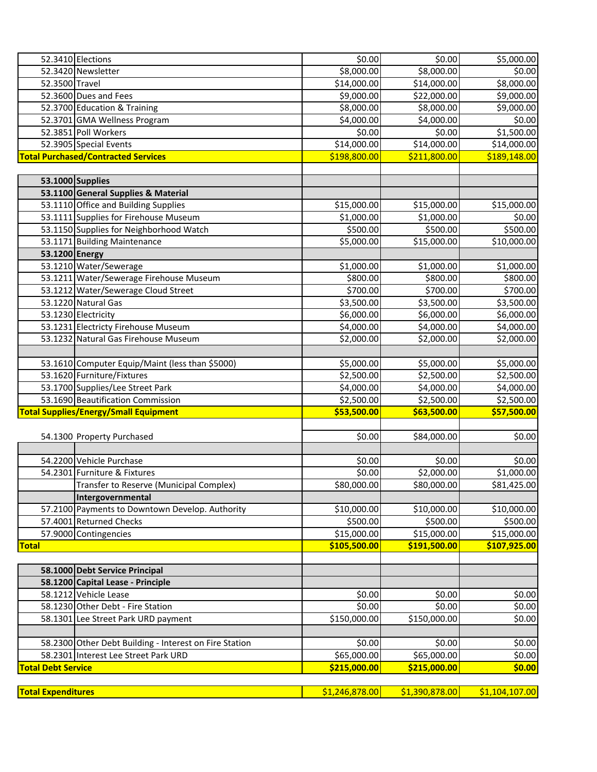| Account | Description | | | |
|---|---|---|---|---|
| 52.3410 | Elections | $0.00 | $0.00 | $5,000.00 |
| 52.3420 | Newsletter | $8,000.00 | $8,000.00 | $0.00 |
| 52.3500 | Travel | $14,000.00 | $14,000.00 | $8,000.00 |
| 52.3600 | Dues and Fees | $9,000.00 | $22,000.00 | $9,000.00 |
| 52.3700 | Education & Training | $8,000.00 | $8,000.00 | $9,000.00 |
| 52.3701 | GMA Wellness Program | $4,000.00 | $4,000.00 | $0.00 |
| 52.3851 | Poll Workers | $0.00 | $0.00 | $1,500.00 |
| 52.3905 | Special Events | $14,000.00 | $14,000.00 | $14,000.00 |
| **Total Purchased/Contracted Services** | | $198,800.00 | $211,800.00 | $189,148.00 |
| | | | | |
| **53.1000** | **Supplies** | | | |
| **53.1100** | **General Supplies & Material** | | | |
| 53.1110 | Office and Building Supplies | $15,000.00 | $15,000.00 | $15,000.00 |
| 53.1111 | Supplies for Firehouse Museum | $1,000.00 | $1,000.00 | $0.00 |
| 53.1150 | Supplies for Neighborhood Watch | $500.00 | $500.00 | $500.00 |
| 53.1171 | Building Maintenance | $5,000.00 | $15,000.00 | $10,000.00 |
| **53.1200** | **Energy** | | | |
| 53.1210 | Water/Sewerage | $1,000.00 | $1,000.00 | $1,000.00 |
| 53.1211 | Water/Sewerage Firehouse Museum | $800.00 | $800.00 | $800.00 |
| 53.1212 | Water/Sewerage Cloud Street | $700.00 | $700.00 | $700.00 |
| 53.1220 | Natural Gas | $3,500.00 | $3,500.00 | $3,500.00 |
| 53.1230 | Electricity | $6,000.00 | $6,000.00 | $6,000.00 |
| 53.1231 | Electricty Firehouse Museum | $4,000.00 | $4,000.00 | $4,000.00 |
| 53.1232 | Natural Gas Firehouse Museum | $2,000.00 | $2,000.00 | $2,000.00 |
| | | | | |
| 53.1610 | Computer Equip/Maint (less than $5000) | $5,000.00 | $5,000.00 | $5,000.00 |
| 53.1620 | Furniture/Fixtures | $2,500.00 | $2,500.00 | $2,500.00 |
| 53.1700 | Supplies/Lee Street Park | $4,000.00 | $4,000.00 | $4,000.00 |
| 53.1690 | Beautification Commission | $2,500.00 | $2,500.00 | $2,500.00 |
| **Total Supplies/Energy/Small Equipment** | | **$53,500.00** | **$63,500.00** | **$57,500.00** |
| | | | | |
| 54.1300 | Property Purchased | $0.00 | $84,000.00 | $0.00 |
| | | | | |
| 54.2200 | Vehicle Purchase | $0.00 | $0.00 | $0.00 |
| 54.2301 | Furniture & Fixtures | $0.00 | $2,000.00 | $1,000.00 |
| | Transfer to Reserve (Municipal Complex) | $80,000.00 | $80,000.00 | $81,425.00 |
| | **Intergovernmental** | | | |
| 57.2100 | Payments to Downtown Develop. Authority | $10,000.00 | $10,000.00 | $10,000.00 |
| 57.4001 | Returned Checks | $500.00 | $500.00 | $500.00 |
| 57.9000 | Contingencies | $15,000.00 | $15,000.00 | $15,000.00 |
| **Total** | | **$105,500.00** | **$191,500.00** | **$107,925.00** |
| | | | | |
| **58.1000** | **Debt Service Principal** | | | |
| **58.1200** | **Capital Lease - Principle** | | | |
| 58.1212 | Vehicle Lease | $0.00 | $0.00 | $0.00 |
| 58.1230 | Other Debt - Fire Station | $0.00 | $0.00 | $0.00 |
| 58.1301 | Lee Street Park URD payment | $150,000.00 | $150,000.00 | $0.00 |
| | | | | |
| 58.2300 | Other Debt Building - Interest on Fire Station | $0.00 | $0.00 | $0.00 |
| 58.2301 | Interest Lee Street Park URD | $65,000.00 | $65,000.00 | $0.00 |
| **Total Debt Service** | | **$215,000.00** | **$215,000.00** | **$0.00** |
| | | | | |
| **Total Expenditures** | | $1,246,878.00 | $1,390,878.00 | $1,104,107.00 |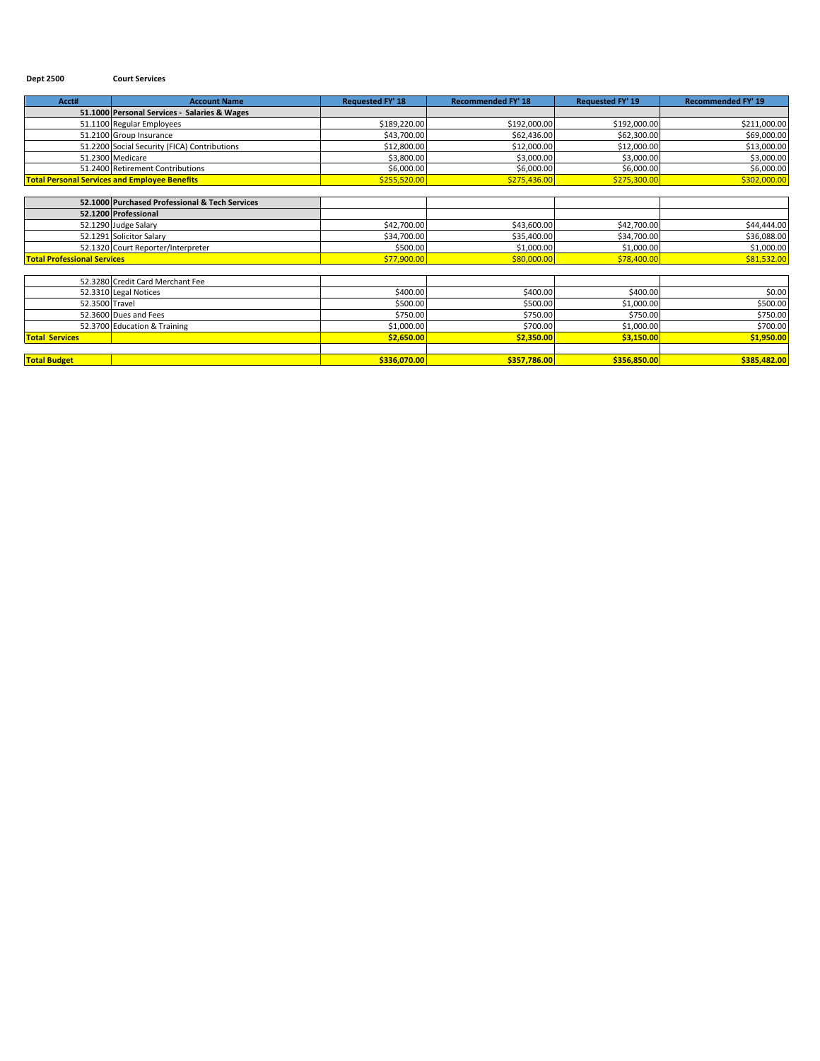**Dept 2500** **Court Services**

| Acct# | Account Name | Requested FY' 18 | Recommended FY' 18 | Requested FY' 19 | Recommended FY' 19 |
|---|---|---|---|---|---|
| **51.1000** | **Personal Services - Salaries & Wages** | | | | |
| 51.1100 | Regular Employees | $189,220.00 | $192,000.00 | $192,000.00 | $211,000.00 |
| 51.2100 | Group Insurance | $43,700.00 | $62,436.00 | $62,300.00 | $69,000.00 |
| 51.2200 | Social Security (FICA) Contributions | $12,800.00 | $12,000.00 | $12,000.00 | $13,000.00 |
| 51.2300 | Medicare | $3,800.00 | $3,000.00 | $3,000.00 | $3,000.00 |
| 51.2400 | Retirement Contributions | $6,000.00 | $6,000.00 | $6,000.00 | $6,000.00 |
| **Total Personal Services and Employee Benefits** | | $255,520.00 | $275,436.00 | $275,300.00 | $302,000.00 |
| | | | | | |
| **52.1000** | **Purchased Professional & Tech Services** | | | | |
| **52.1200** | **Professional** | | | | |
| 52.1290 | Judge Salary | $42,700.00 | $43,600.00 | $42,700.00 | $44,444.00 |
| 52.1291 | Solicitor Salary | $34,700.00 | $35,400.00 | $34,700.00 | $36,088.00 |
| 52.1320 | Court Reporter/Interpreter | $500.00 | $1,000.00 | $1,000.00 | $1,000.00 |
| **Total Professional Services** | | $77,900.00 | $80,000.00 | $78,400.00 | $81,532.00 |
| | | | | | |
| 52.3280 | Credit Card Merchant Fee | | | | |
| 52.3310 | Legal Notices | $400.00 | $400.00 | $400.00 | $0.00 |
| 52.3500 | Travel | $500.00 | $500.00 | $1,000.00 | $500.00 |
| 52.3600 | Dues and Fees | $750.00 | $750.00 | $750.00 | $750.00 |
| 52.3700 | Education & Training | $1,000.00 | $700.00 | $1,000.00 | $700.00 |
| **Total Services** | | **$2,650.00** | **$2,350.00** | **$3,150.00** | **$1,950.00** |
| | | | | | |
| **Total Budget** | | **$336,070.00** | **$357,786.00** | **$356,850.00** | **$385,482.00** |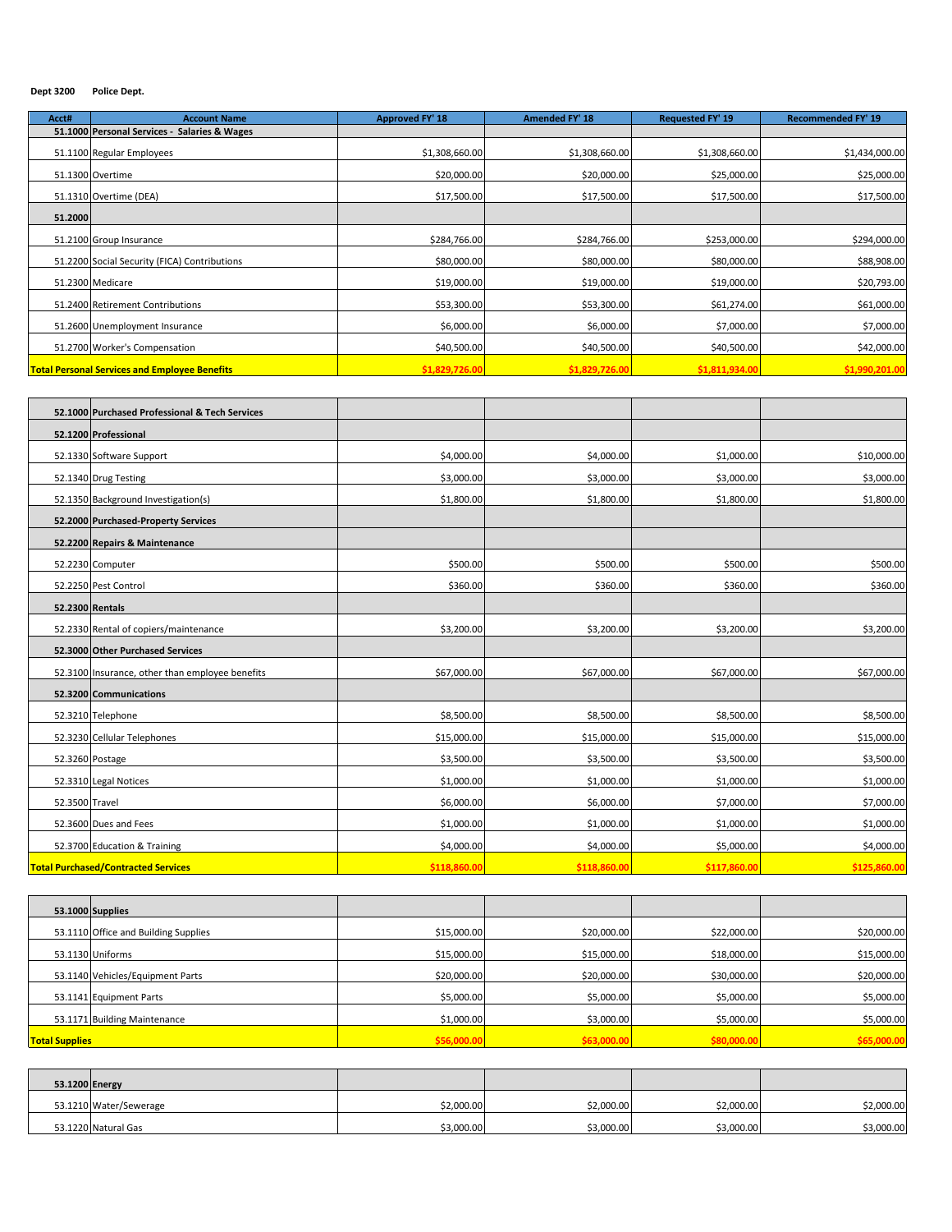**Dept 3200** **Police Dept.**

| Acct# | Account Name | Approved FY' 18 | Amended FY' 18 | Requested FY' 19 | Recommended FY' 19 |
|---|---|---|---|---|---|
| 51.1000 | **Personal Services - Salaries & Wages** | | | | |
| 51.1100 | Regular Employees | $1,308,660.00 | $1,308,660.00 | $1,308,660.00 | $1,434,000.00 |
| 51.1300 | Overtime | $20,000.00 | $20,000.00 | $25,000.00 | $25,000.00 |
| 51.1310 | Overtime (DEA) | $17,500.00 | $17,500.00 | $17,500.00 | $17,500.00 |
| **51.2000** | | | | | |
| 51.2100 | Group Insurance | $284,766.00 | $284,766.00 | $253,000.00 | $294,000.00 |
| 51.2200 | Social Security (FICA) Contributions | $80,000.00 | $80,000.00 | $80,000.00 | $88,908.00 |
| 51.2300 | Medicare | $19,000.00 | $19,000.00 | $19,000.00 | $20,793.00 |
| 51.2400 | Retirement Contributions | $53,300.00 | $53,300.00 | $61,274.00 | $61,000.00 |
| 51.2600 | Unemployment Insurance | $6,000.00 | $6,000.00 | $7,000.00 | $7,000.00 |
| 51.2700 | Worker's Compensation | $40,500.00 | $40,500.00 | $40,500.00 | $42,000.00 |
| **Total Personal Services and Employee Benefits** | | **$1,829,726.00** | **$1,829,726.00** | **$1,811,934.00** | **$1,990,201.00** |

| Acct# | Account Name | Approved FY' 18 | Amended FY' 18 | Requested FY' 19 | Recommended FY' 19 |
|---|---|---|---|---|---|
| 52.1000 | **Purchased Professional & Tech Services** | | | | |
| 52.1200 | **Professional** | | | | |
| 52.1330 | Software Support | $4,000.00 | $4,000.00 | $1,000.00 | $10,000.00 |
| 52.1340 | Drug Testing | $3,000.00 | $3,000.00 | $3,000.00 | $3,000.00 |
| 52.1350 | Background Investigation(s) | $1,800.00 | $1,800.00 | $1,800.00 | $1,800.00 |
| 52.2000 | **Purchased-Property Services** | | | | |
| 52.2200 | **Repairs & Maintenance** | | | | |
| 52.2230 | Computer | $500.00 | $500.00 | $500.00 | $500.00 |
| 52.2250 | Pest Control | $360.00 | $360.00 | $360.00 | $360.00 |
| 52.2300 | **Rentals** | | | | |
| 52.2330 | Rental of copiers/maintenance | $3,200.00 | $3,200.00 | $3,200.00 | $3,200.00 |
| 52.3000 | **Other Purchased Services** | | | | |
| 52.3100 | Insurance, other than employee benefits | $67,000.00 | $67,000.00 | $67,000.00 | $67,000.00 |
| 52.3200 | **Communications** | | | | |
| 52.3210 | Telephone | $8,500.00 | $8,500.00 | $8,500.00 | $8,500.00 |
| 52.3230 | Cellular Telephones | $15,000.00 | $15,000.00 | $15,000.00 | $15,000.00 |
| 52.3260 | Postage | $3,500.00 | $3,500.00 | $3,500.00 | $3,500.00 |
| 52.3310 | Legal Notices | $1,000.00 | $1,000.00 | $1,000.00 | $1,000.00 |
| 52.3500 | Travel | $6,000.00 | $6,000.00 | $7,000.00 | $7,000.00 |
| 52.3600 | Dues and Fees | $1,000.00 | $1,000.00 | $1,000.00 | $1,000.00 |
| 52.3700 | Education & Training | $4,000.00 | $4,000.00 | $5,000.00 | $4,000.00 |
| **Total Purchased/Contracted Services** | | **$118,860.00** | **$118,860.00** | **$117,860.00** | **$125,860.00** |

| Acct# | Account Name | Approved FY' 18 | Amended FY' 18 | Requested FY' 19 | Recommended FY' 19 |
|---|---|---|---|---|---|
| 53.1000 | **Supplies** | | | | |
| 53.1110 | Office and Building Supplies | $15,000.00 | $20,000.00 | $22,000.00 | $20,000.00 |
| 53.1130 | Uniforms | $15,000.00 | $15,000.00 | $18,000.00 | $15,000.00 |
| 53.1140 | Vehicles/Equipment Parts | $20,000.00 | $20,000.00 | $30,000.00 | $20,000.00 |
| 53.1141 | Equipment Parts | $5,000.00 | $5,000.00 | $5,000.00 | $5,000.00 |
| 53.1171 | Building Maintenance | $1,000.00 | $3,000.00 | $5,000.00 | $5,000.00 |
| **Total Supplies** | | **$56,000.00** | **$63,000.00** | **$80,000.00** | **$65,000.00** |

| Acct# | Account Name | Approved FY' 18 | Amended FY' 18 | Requested FY' 19 | Recommended FY' 19 |
|---|---|---|---|---|---|
| 53.1200 | **Energy** | | | | |
| 53.1210 | Water/Sewerage | $2,000.00 | $2,000.00 | $2,000.00 | $2,000.00 |
| 53.1220 | Natural Gas | $3,000.00 | $3,000.00 | $3,000.00 | $3,000.00 |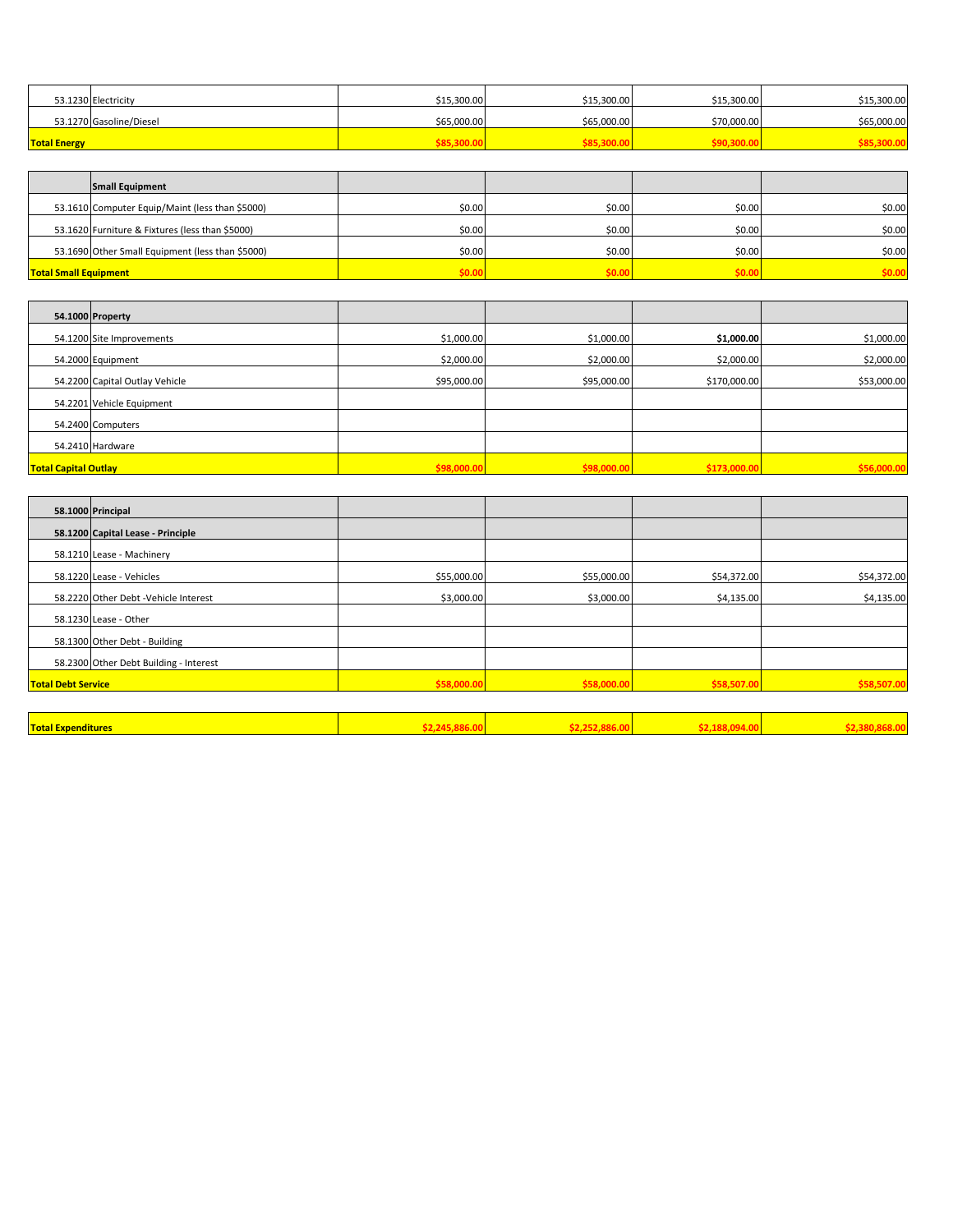| Account | Description | | | | |
|---|---|---|---|---|---|
| 53.1230 | Electricity | $15,300.00 | $15,300.00 | $15,300.00 | $15,300.00 |
| 53.1270 | Gasoline/Diesel | $65,000.00 | $65,000.00 | $70,000.00 | $65,000.00 |
| **Total Energy** | | **$85,300.00** | **$85,300.00** | **$90,300.00** | **$85,300.00** |

| Account | Description | | | | |
|---|---|---|---|---|---|
| | **Small Equipment** | | | | |
| 53.1610 | Computer Equip/Maint (less than $5000) | $0.00 | $0.00 | $0.00 | $0.00 |
| 53.1620 | Furniture & Fixtures (less than $5000) | $0.00 | $0.00 | $0.00 | $0.00 |
| 53.1690 | Other Small Equipment (less than $5000) | $0.00 | $0.00 | $0.00 | $0.00 |
| **Total Small Equipment** | | **$0.00** | **$0.00** | **$0.00** | **$0.00** |

| Account | Description | | | | |
|---|---|---|---|---|---|
| **54.1000** | **Property** | | | | |
| 54.1200 | Site Improvements | $1,000.00 | $1,000.00 | **$1,000.00** | $1,000.00 |
| 54.2000 | Equipment | $2,000.00 | $2,000.00 | $2,000.00 | $2,000.00 |
| 54.2200 | Capital Outlay Vehicle | $95,000.00 | $95,000.00 | $170,000.00 | $53,000.00 |
| 54.2201 | Vehicle Equipment | | | | |
| 54.2400 | Computers | | | | |
| 54.2410 | Hardware | | | | |
| **Total Capital Outlay** | | **$98,000.00** | **$98,000.00** | **$173,000.00** | **$56,000.00** |

| Account | Description | | | | |
|---|---|---|---|---|---|
| **58.1000** | **Principal** | | | | |
| **58.1200** | **Capital Lease - Principle** | | | | |
| 58.1210 | Lease - Machinery | | | | |
| 58.1220 | Lease - Vehicles | $55,000.00 | $55,000.00 | $54,372.00 | $54,372.00 |
| 58.2220 | Other Debt -Vehicle Interest | $3,000.00 | $3,000.00 | $4,135.00 | $4,135.00 |
| 58.1230 | Lease - Other | | | | |
| 58.1300 | Other Debt - Building | | | | |
| 58.2300 | Other Debt Building - Interest | | | | |
| **Total Debt Service** | | **$58,000.00** | **$58,000.00** | **$58,507.00** | **$58,507.00** |

| | | | | | |
|---|---|---|---|---|---|
| **Total Expenditures** | | **$2,245,886.00** | **$2,252,886.00** | **$2,188,094.00** | **$2,380,868.00** |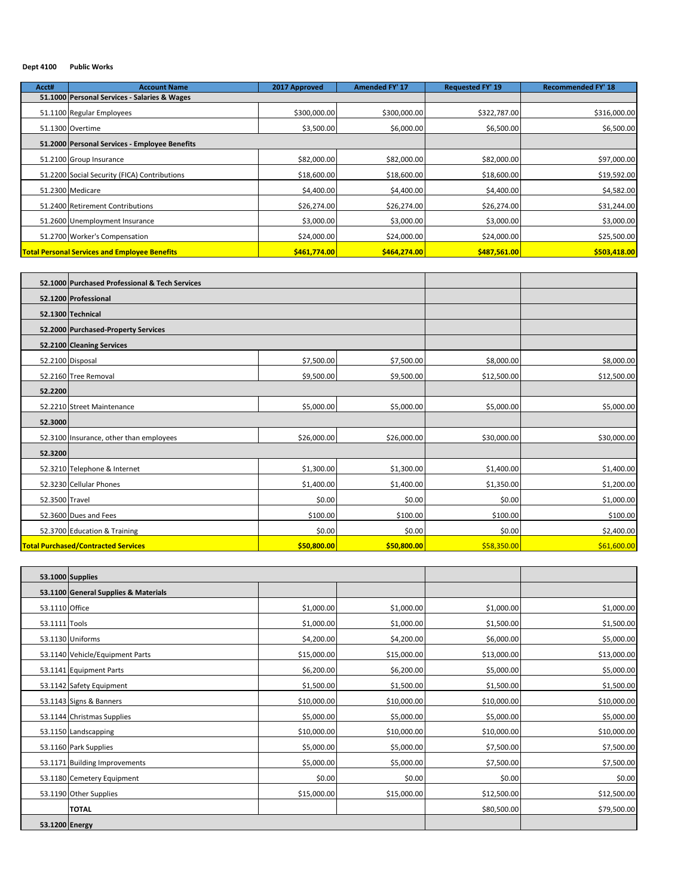**Dept 4100 Public Works**

| Acct# | Account Name | 2017 Approved | Amended FY' 17 | Requested FY' 19 | Recommended FY' 18 |
|---|---|---|---|---|---|
| 51.1000 | **Personal Services - Salaries & Wages** | | | | |
| 51.1100 | Regular Employees | $300,000.00 | $300,000.00 | $322,787.00 | $316,000.00 |
| 51.1300 | Overtime | $3,500.00 | $6,000.00 | $6,500.00 | $6,500.00 |
| 51.2000 | **Personal Services - Employee Benefits** | | | | |
| 51.2100 | Group Insurance | $82,000.00 | $82,000.00 | $82,000.00 | $97,000.00 |
| 51.2200 | Social Security (FICA) Contributions | $18,600.00 | $18,600.00 | $18,600.00 | $19,592.00 |
| 51.2300 | Medicare | $4,400.00 | $4,400.00 | $4,400.00 | $4,582.00 |
| 51.2400 | Retirement Contributions | $26,274.00 | $26,274.00 | $26,274.00 | $31,244.00 |
| 51.2600 | Unemployment Insurance | $3,000.00 | $3,000.00 | $3,000.00 | $3,000.00 |
| 51.2700 | Worker's Compensation | $24,000.00 | $24,000.00 | $24,000.00 | $25,500.00 |
| **Total Personal Services and Employee Benefits** | | **$461,774.00** | **$464,274.00** | **$487,561.00** | **$503,418.00** |

| Acct# | Account Name | 2017 Approved | Amended FY' 17 | Requested FY' 19 | Recommended FY' 18 |
|---|---|---|---|---|---|
| 52.1000 | **Purchased Professional & Tech Services** | | | | |
| 52.1200 | **Professional** | | | | |
| 52.1300 | **Technical** | | | | |
| 52.2000 | **Purchased-Property Services** | | | | |
| 52.2100 | **Cleaning Services** | | | | |
| 52.2100 | Disposal | $7,500.00 | $7,500.00 | $8,000.00 | $8,000.00 |
| 52.2160 | Tree Removal | $9,500.00 | $9,500.00 | $12,500.00 | $12,500.00 |
| 52.2200 | | | | | |
| 52.2210 | Street Maintenance | $5,000.00 | $5,000.00 | $5,000.00 | $5,000.00 |
| 52.3000 | | | | | |
| 52.3100 | Insurance, other than employees | $26,000.00 | $26,000.00 | $30,000.00 | $30,000.00 |
| 52.3200 | | | | | |
| 52.3210 | Telephone & Internet | $1,300.00 | $1,300.00 | $1,400.00 | $1,400.00 |
| 52.3230 | Cellular Phones | $1,400.00 | $1,400.00 | $1,350.00 | $1,200.00 |
| 52.3500 | Travel | $0.00 | $0.00 | $0.00 | $1,000.00 |
| 52.3600 | Dues and Fees | $100.00 | $100.00 | $100.00 | $100.00 |
| 52.3700 | Education & Training | $0.00 | $0.00 | $0.00 | $2,400.00 |
| **Total Purchased/Contracted Services** | | **$50,800.00** | **$50,800.00** | $58,350.00 | $61,600.00 |

| Acct# | Account Name | 2017 Approved | Amended FY' 17 | Requested FY' 19 | Recommended FY' 18 |
|---|---|---|---|---|---|
| 53.1000 | **Supplies** | | | | |
| 53.1100 | **General Supplies & Materials** | | | | |
| 53.1110 | Office | $1,000.00 | $1,000.00 | $1,000.00 | $1,000.00 |
| 53.1111 | Tools | $1,000.00 | $1,000.00 | $1,500.00 | $1,500.00 |
| 53.1130 | Uniforms | $4,200.00 | $4,200.00 | $6,000.00 | $5,000.00 |
| 53.1140 | Vehicle/Equipment Parts | $15,000.00 | $15,000.00 | $13,000.00 | $13,000.00 |
| 53.1141 | Equipment Parts | $6,200.00 | $6,200.00 | $5,000.00 | $5,000.00 |
| 53.1142 | Safety Equipment | $1,500.00 | $1,500.00 | $1,500.00 | $1,500.00 |
| 53.1143 | Signs & Banners | $10,000.00 | $10,000.00 | $10,000.00 | $10,000.00 |
| 53.1144 | Christmas Supplies | $5,000.00 | $5,000.00 | $5,000.00 | $5,000.00 |
| 53.1150 | Landscapping | $10,000.00 | $10,000.00 | $10,000.00 | $10,000.00 |
| 53.1160 | Park Supplies | $5,000.00 | $5,000.00 | $7,500.00 | $7,500.00 |
| 53.1171 | Building Improvements | $5,000.00 | $5,000.00 | $7,500.00 | $7,500.00 |
| 53.1180 | Cemetery Equipment | $0.00 | $0.00 | $0.00 | $0.00 |
| 53.1190 | Other Supplies | $15,000.00 | $15,000.00 | $12,500.00 | $12,500.00 |
| | **TOTAL** | | | $80,500.00 | $79,500.00 |
| 53.1200 | **Energy** | | | | |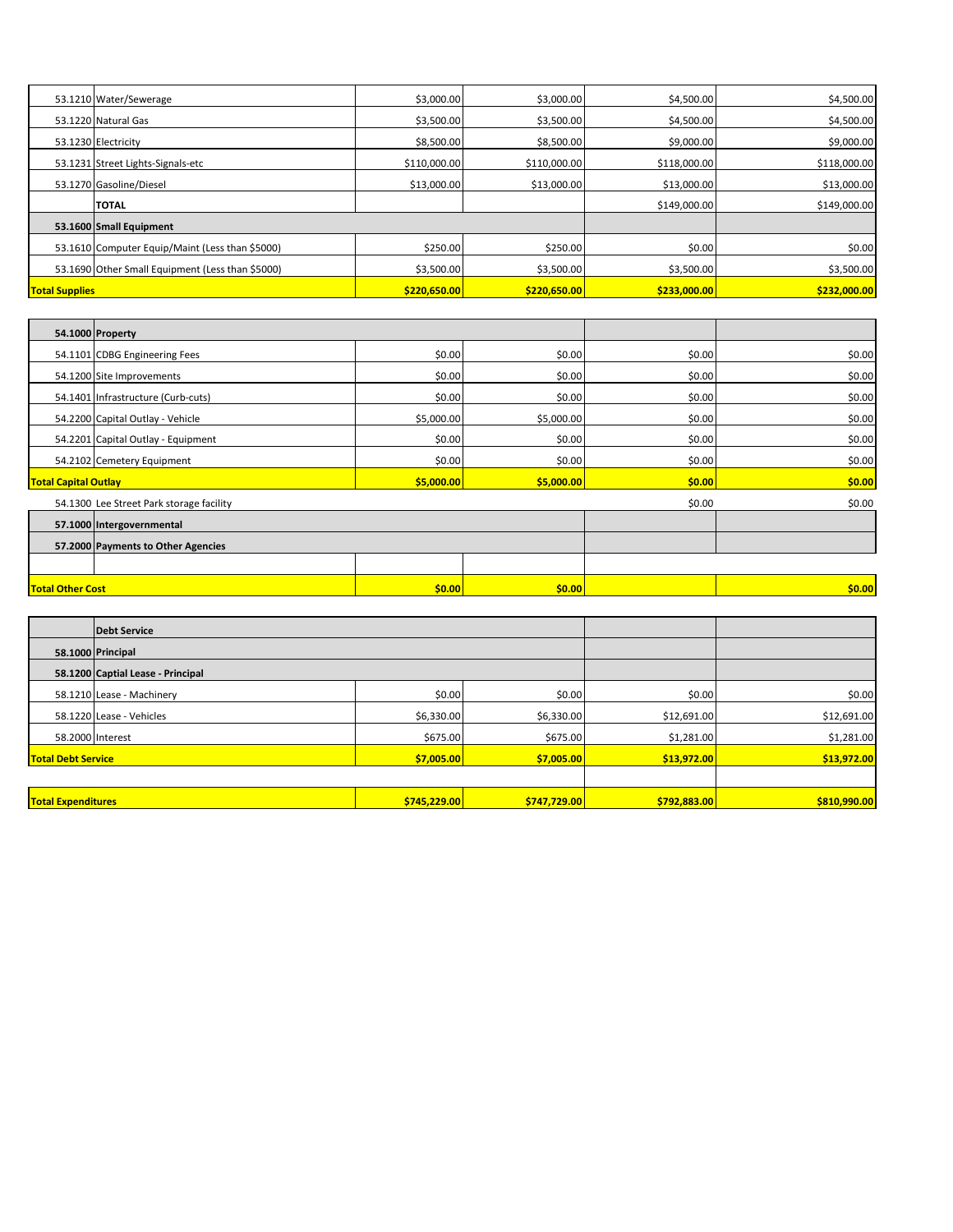| Code | Description | | | | |
|---|---|---|---|---|---|
| 53.1210 | Water/Sewerage | $3,000.00 | $3,000.00 | $4,500.00 | $4,500.00 |
| 53.1220 | Natural Gas | $3,500.00 | $3,500.00 | $4,500.00 | $4,500.00 |
| 53.1230 | Electricity | $8,500.00 | $8,500.00 | $9,000.00 | $9,000.00 |
| 53.1231 | Street Lights-Signals-etc | $110,000.00 | $110,000.00 | $118,000.00 | $118,000.00 |
| 53.1270 | Gasoline/Diesel | $13,000.00 | $13,000.00 | $13,000.00 | $13,000.00 |
| | **TOTAL** | | | $149,000.00 | $149,000.00 |
| **53.1600** | **Small Equipment** | | | | |
| 53.1610 | Computer Equip/Maint (Less than $5000) | $250.00 | $250.00 | $0.00 | $0.00 |
| 53.1690 | Other Small Equipment (Less than $5000) | $3,500.00 | $3,500.00 | $3,500.00 | $3,500.00 |
| **Total Supplies** | | **$220,650.00** | **$220,650.00** | **$233,000.00** | **$232,000.00** |

| Code | Description | | | | |
|---|---|---|---|---|---|
| **54.1000** | **Property** | | | | |
| 54.1101 | CDBG Engineering Fees | $0.00 | $0.00 | $0.00 | $0.00 |
| 54.1200 | Site Improvements | $0.00 | $0.00 | $0.00 | $0.00 |
| 54.1401 | Infrastructure (Curb-cuts) | $0.00 | $0.00 | $0.00 | $0.00 |
| 54.2200 | Capital Outlay - Vehicle | $5,000.00 | $5,000.00 | $0.00 | $0.00 |
| 54.2201 | Capital Outlay - Equipment | $0.00 | $0.00 | $0.00 | $0.00 |
| 54.2102 | Cemetery Equipment | $0.00 | $0.00 | $0.00 | $0.00 |
| **Total Capital Outlay** | | **$5,000.00** | **$5,000.00** | **$0.00** | **$0.00** |
| 54.1300 | Lee Street Park storage facility | | | $0.00 | $0.00 |
| **57.1000** | **Intergovernmental** | | | | |
| **57.2000** | **Payments to Other Agencies** | | | | |
| | | | | | |
| **Total Other Cost** | | **$0.00** | **$0.00** | | **$0.00** |

| Code | Description | | | | |
|---|---|---|---|---|---|
| | **Debt Service** | | | | |
| **58.1000** | **Principal** | | | | |
| **58.1200** | **Captial Lease - Principal** | | | | |
| 58.1210 | Lease - Machinery | $0.00 | $0.00 | $0.00 | $0.00 |
| 58.1220 | Lease - Vehicles | $6,330.00 | $6,330.00 | $12,691.00 | $12,691.00 |
| 58.2000 | Interest | $675.00 | $675.00 | $1,281.00 | $1,281.00 |
| **Total Debt Service** | | **$7,005.00** | **$7,005.00** | **$13,972.00** | **$13,972.00** |
| | | | | | |
| **Total Expenditures** | | **$745,229.00** | **$747,729.00** | **$792,883.00** | **$810,990.00** |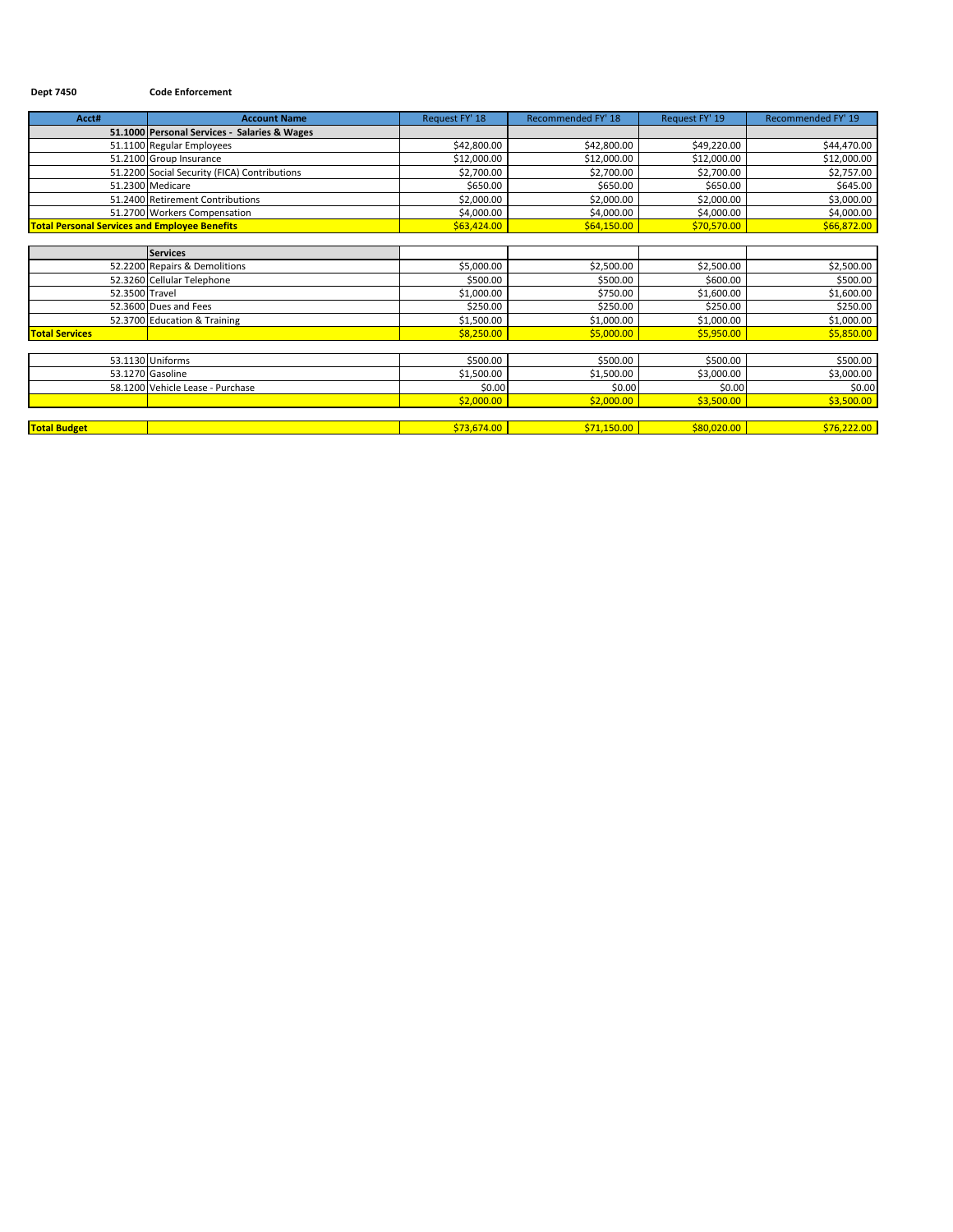**Dept 7450** **Code Enforcement**

| Acct# | Account Name | Request FY' 18 | Recommended FY' 18 | Request FY' 19 | Recommended FY' 19 |
|---|---|---|---|---|---|
| 51.1000 | **Personal Services - Salaries & Wages** | | | | |
| 51.1100 | Regular Employees | $42,800.00 | $42,800.00 | $49,220.00 | $44,470.00 |
| 51.2100 | Group Insurance | $12,000.00 | $12,000.00 | $12,000.00 | $12,000.00 |
| 51.2200 | Social Security (FICA) Contributions | $2,700.00 | $2,700.00 | $2,700.00 | $2,757.00 |
| 51.2300 | Medicare | $650.00 | $650.00 | $650.00 | $645.00 |
| 51.2400 | Retirement Contributions | $2,000.00 | $2,000.00 | $2,000.00 | $3,000.00 |
| 51.2700 | Workers Compensation | $4,000.00 | $4,000.00 | $4,000.00 | $4,000.00 |
| **Total Personal Services and Employee Benefits** | | $63,424.00 | $64,150.00 | $70,570.00 | $66,872.00 |
| | | | | | |
| | **Services** | | | | |
| 52.2200 | Repairs & Demolitions | $5,000.00 | $2,500.00 | $2,500.00 | $2,500.00 |
| 52.3260 | Cellular Telephone | $500.00 | $500.00 | $600.00 | $500.00 |
| 52.3500 | Travel | $1,000.00 | $750.00 | $1,600.00 | $1,600.00 |
| 52.3600 | Dues and Fees | $250.00 | $250.00 | $250.00 | $250.00 |
| 52.3700 | Education & Training | $1,500.00 | $1,000.00 | $1,000.00 | $1,000.00 |
| **Total Services** | | $8,250.00 | $5,000.00 | $5,950.00 | $5,850.00 |
| | | | | | |
| 53.1130 | Uniforms | $500.00 | $500.00 | $500.00 | $500.00 |
| 53.1270 | Gasoline | $1,500.00 | $1,500.00 | $3,000.00 | $3,000.00 |
| 58.1200 | Vehicle Lease - Purchase | $0.00 | $0.00 | $0.00 | $0.00 |
| | | $2,000.00 | $2,000.00 | $3,500.00 | $3,500.00 |
| | | | | | |
| **Total Budget** | | $73,674.00 | $71,150.00 | $80,020.00 | $76,222.00 |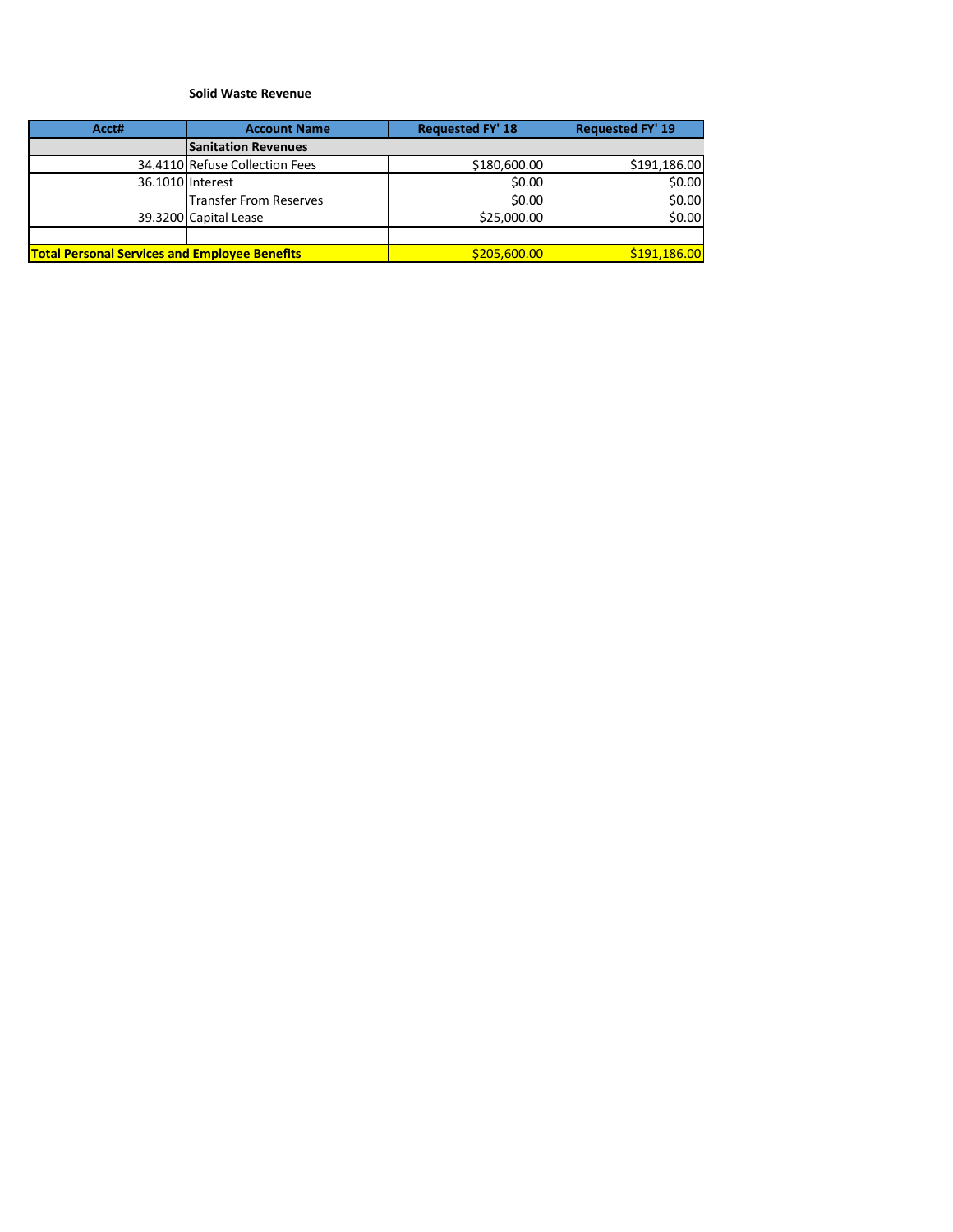**Solid Waste Revenue**

| Acct# | Account Name | Requested FY' 18 | Requested FY' 19 |
|---|---|---|---|
| | **Sanitation Revenues** | | |
| 34.4110 | Refuse Collection Fees | $180,600.00 | $191,186.00 |
| 36.1010 | Interest | $0.00 | $0.00 |
| | Transfer From Reserves | $0.00 | $0.00 |
| 39.3200 | Capital Lease | $25,000.00 | $0.00 |
| | | | |
| **Total Personal Services and Employee Benefits** | | $205,600.00 | $191,186.00 |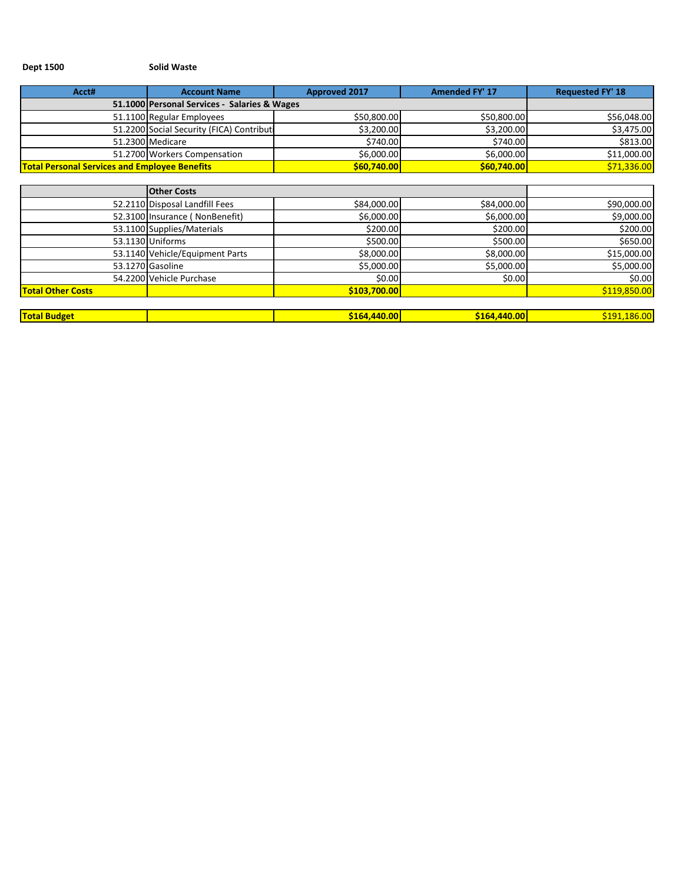**Dept 1500** **Solid Waste**

| Acct# | Account Name | Approved 2017 | Amended FY' 17 | Requested FY' 18 |
|---|---|---|---|---|
| 51.1000 | **Personal Services - Salaries & Wages** | | | |
| 51.1100 | Regular Employees | $50,800.00 | $50,800.00 | $56,048.00 |
| 51.2200 | Social Security (FICA) Contributi | $3,200.00 | $3,200.00 | $3,475.00 |
| 51.2300 | Medicare | $740.00 | $740.00 | $813.00 |
| 51.2700 | Workers Compensation | $6,000.00 | $6,000.00 | $11,000.00 |
| **Total Personal Services and Employee Benefits** | | **$60,740.00** | **$60,740.00** | $71,336.00 |
| | **Other Costs** | | | |
| 52.2110 | Disposal Landfill Fees | $84,000.00 | $84,000.00 | $90,000.00 |
| 52.3100 | Insurance ( NonBenefit) | $6,000.00 | $6,000.00 | $9,000.00 |
| 53.1100 | Supplies/Materials | $200.00 | $200.00 | $200.00 |
| 53.1130 | Uniforms | $500.00 | $500.00 | $650.00 |
| 53.1140 | Vehicle/Equipment Parts | $8,000.00 | $8,000.00 | $15,000.00 |
| 53.1270 | Gasoline | $5,000.00 | $5,000.00 | $5,000.00 |
| 54.2200 | Vehicle Purchase | $0.00 | $0.00 | $0.00 |
| **Total Other Costs** | | **$103,700.00** | | $119,850.00 |
| **Total Budget** | | **$164,440.00** | **$164,440.00** | $191,186.00 |